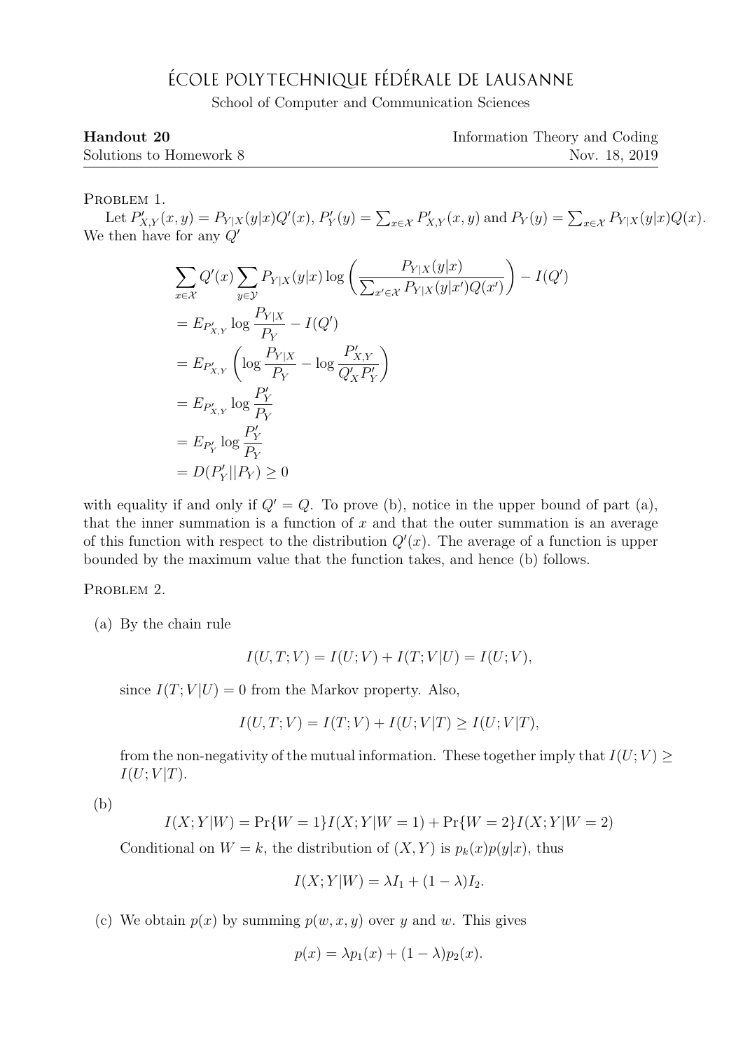# ÉCOLE POLYTECHNIQUE FÉDÉRALE DE LAUSANNE

School of Computer and Communication Sciences

**Handout 20** Information Theory and Coding
Solutions to Homework 8 Nov. 18, 2019

Problem 1.

Let $P'_{X,Y}(x,y) = P_{Y|X}(y|x)Q'(x)$, $P'_Y(y) = \sum_{x\in\mathcal{X}} P'_{X,Y}(x,y)$ and $P_Y(y) = \sum_{x\in\mathcal{X}} P_{Y|X}(y|x)Q(x)$. We then have for any $Q'$

$$
\begin{aligned}
&\sum_{x\in\mathcal{X}} Q'(x) \sum_{y\in\mathcal{Y}} P_{Y|X}(y|x) \log\left(\frac{P_{Y|X}(y|x)}{\sum_{x'\in\mathcal{X}} P_{Y|X}(y|x')Q(x')}\right) - I(Q') \\
&= E_{P'_{X,Y}} \log \frac{P_{Y|X}}{P_Y} - I(Q') \\
&= E_{P'_{X,Y}} \left(\log \frac{P_{Y|X}}{P_Y} - \log \frac{P'_{X,Y}}{Q'_X P'_Y}\right) \\
&= E_{P'_{X,Y}} \log \frac{P'_Y}{P_Y} \\
&= E_{P'_Y} \log \frac{P'_Y}{P_Y} \\
&= D(P'_Y || P_Y) \geq 0
\end{aligned}
$$

with equality if and only if $Q' = Q$. To prove (b), notice in the upper bound of part (a), that the inner summation is a function of $x$ and that the outer summation is an average of this function with respect to the distribution $Q'(x)$. The average of a function is upper bounded by the maximum value that the function takes, and hence (b) follows.

Problem 2.

(a) By the chain rule

$$I(U,T;V) = I(U;V) + I(T;V|U) = I(U;V),$$

since $I(T;V|U) = 0$ from the Markov property. Also,

$$I(U,T;V) = I(T;V) + I(U;V|T) \geq I(U;V|T),$$

from the non-negativity of the mutual information. These together imply that $I(U;V) \geq I(U;V|T)$.

(b)

$$I(X;Y|W) = \Pr\{W=1\} I(X;Y|W=1) + \Pr\{W=2\} I(X;Y|W=2)$$

Conditional on $W = k$, the distribution of $(X,Y)$ is $p_k(x)p(y|x)$, thus

$$I(X;Y|W) = \lambda I_1 + (1-\lambda) I_2.$$

(c) We obtain $p(x)$ by summing $p(w,x,y)$ over $y$ and $w$. This gives

$$p(x) = \lambda p_1(x) + (1-\lambda) p_2(x).$$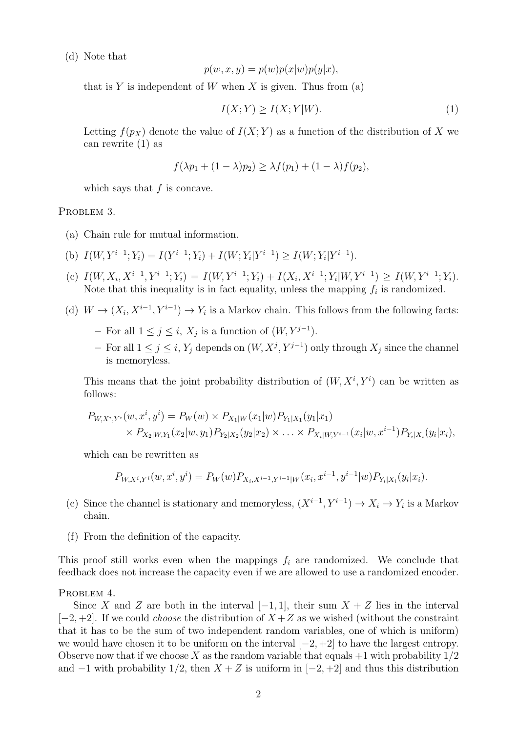(d) Note that

$$p(w, x, y) = p(w)p(x|w)p(y|x),$$

that is $Y$ is independent of $W$ when $X$ is given. Thus from (a)

$$I(X;Y) \geq I(X;Y|W). \tag{1}$$

Letting $f(p_X)$ denote the value of $I(X;Y)$ as a function of the distribution of $X$ we can rewrite (1) as

$$f(\lambda p_1 + (1-\lambda)p_2) \geq \lambda f(p_1) + (1-\lambda) f(p_2),$$

which says that $f$ is concave.

Problem 3.

(a) Chain rule for mutual information.

(b) $I(W, Y^{i-1}; Y_i) = I(Y^{i-1}; Y_i) + I(W; Y_i | Y^{i-1}) \geq I(W; Y_i | Y^{i-1})$.

(c) $I(W, X_i, X^{i-1}, Y^{i-1}; Y_i) = I(W, Y^{i-1}; Y_i) + I(X_i, X^{i-1}; Y_i | W, Y^{i-1}) \geq I(W, Y^{i-1}; Y_i)$. Note that this inequality is in fact equality, unless the mapping $f_i$ is randomized.

(d) $W \to (X_i, X^{i-1}, Y^{i-1}) \to Y_i$ is a Markov chain. This follows from the following facts:

- For all $1 \leq j \leq i$, $X_j$ is a function of $(W, Y^{j-1})$.
- For all $1 \leq j \leq i$, $Y_j$ depends on $(W, X^j, Y^{j-1})$ only through $X_j$ since the channel is memoryless.

This means that the joint probability distribution of $(W, X^i, Y^i)$ can be written as follows:

$$\begin{aligned} P_{W,X^i,Y^i}(w, x^i, y^i) &= P_W(w) \times P_{X_1|W}(x_1|w) P_{Y_1|X_1}(y_1|x_1) \\ &\times P_{X_2|W,Y_1}(x_2|w, y_1) P_{Y_2|X_2}(y_2|x_2) \times \ldots \times P_{X_i|W,Y^{i-1}}(x_i|w, x^{i-1}) P_{Y_i|X_i}(y_i|x_i), \end{aligned}$$

which can be rewritten as

$$P_{W,X^i,Y^i}(w, x^i, y^i) = P_W(w) P_{X_i, X^{i-1}, Y^{i-1}|W}(x_i, x^{i-1}, y^{i-1}|w) P_{Y_i|X_i}(y_i|x_i).$$

(e) Since the channel is stationary and memoryless, $(X^{i-1}, Y^{i-1}) \to X_i \to Y_i$ is a Markov chain.

(f) From the definition of the capacity.

This proof still works even when the mappings $f_i$ are randomized. We conclude that feedback does not increase the capacity even if we are allowed to use a randomized encoder.

Problem 4.

Since $X$ and $Z$ are both in the interval $[-1, 1]$, their sum $X + Z$ lies in the interval $[-2, +2]$. If we could *choose* the distribution of $X + Z$ as we wished (without the constraint that it has to be the sum of two independent random variables, one of which is uniform) we would have chosen it to be uniform on the interval $[-2, +2]$ to have the largest entropy. Observe now that if we choose $X$ as the random variable that equals $+1$ with probability $1/2$ and $-1$ with probability $1/2$, then $X + Z$ is uniform in $[-2, +2]$ and thus this distribution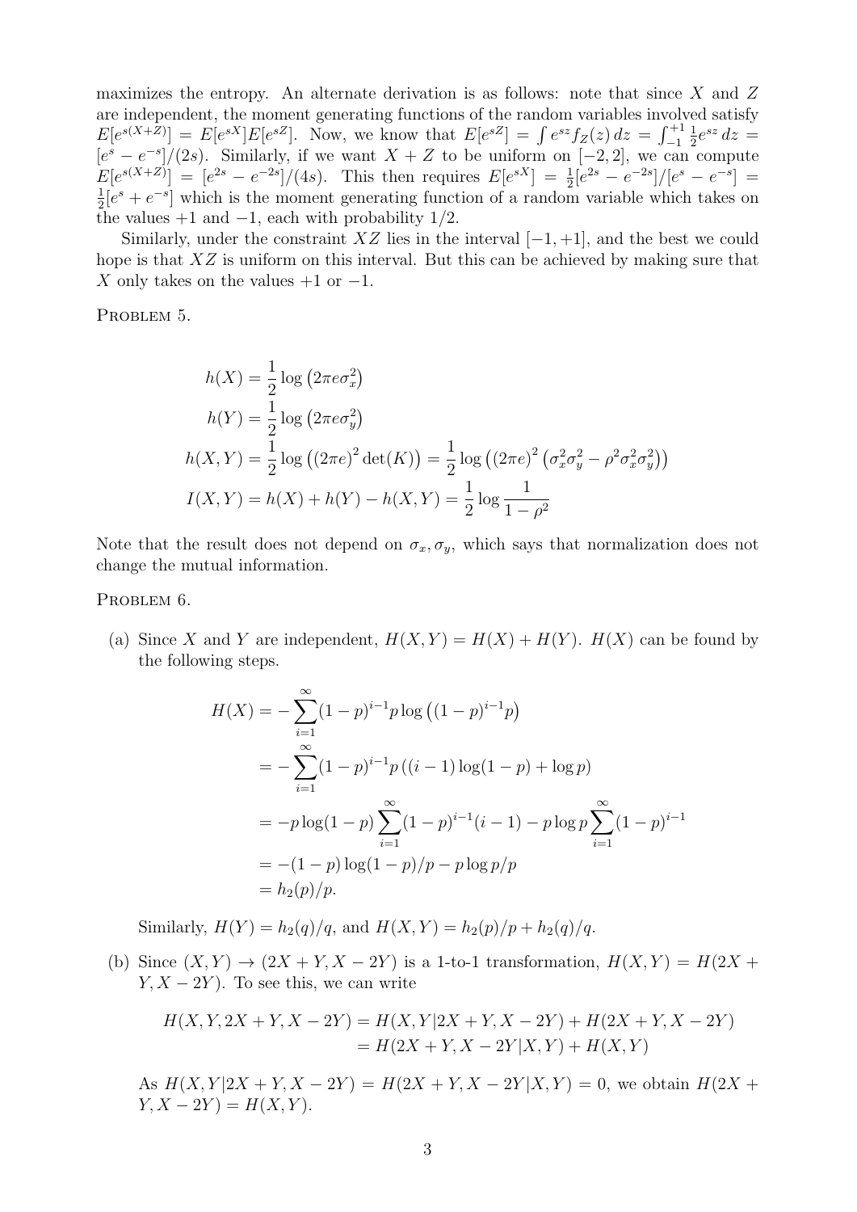maximizes the entropy. An alternate derivation is as follows: note that since $X$ and $Z$ are independent, the moment generating functions of the random variables involved satisfy $E[e^{s(X+Z)}] = E[e^{sX}]E[e^{sZ}]$. Now, we know that $E[e^{sZ}] = \int e^{sz} f_Z(z)\,dz = \int_{-1}^{+1} \frac{1}{2} e^{sz}\,dz = [e^s - e^{-s}]/(2s)$. Similarly, if we want $X + Z$ to be uniform on $[-2, 2]$, we can compute $E[e^{s(X+Z)}] = [e^{2s} - e^{-2s}]/(4s)$. This then requires $E[e^{sX}] = \frac{1}{2}[e^{2s} - e^{-2s}]/[e^s - e^{-s}] = \frac{1}{2}[e^s + e^{-s}]$ which is the moment generating function of a random variable which takes on the values $+1$ and $-1$, each with probability $1/2$.

Similarly, under the constraint $XZ$ lies in the interval $[-1, +1]$, and the best we could hope is that $XZ$ is uniform on this interval. But this can be achieved by making sure that $X$ only takes on the values $+1$ or $-1$.

Problem 5.

$$
\begin{aligned}
h(X) &= \frac{1}{2} \log\left(2\pi e \sigma_x^2\right) \\
h(Y) &= \frac{1}{2} \log\left(2\pi e \sigma_y^2\right) \\
h(X, Y) &= \frac{1}{2} \log\left((2\pi e)^2 \det(K)\right) = \frac{1}{2} \log\left((2\pi e)^2 \left(\sigma_x^2 \sigma_y^2 - \rho^2 \sigma_x^2 \sigma_y^2\right)\right) \\
I(X, Y) &= h(X) + h(Y) - h(X, Y) = \frac{1}{2} \log \frac{1}{1 - \rho^2}
\end{aligned}
$$

Note that the result does not depend on $\sigma_x, \sigma_y$, which says that normalization does not change the mutual information.

Problem 6.

(a) Since $X$ and $Y$ are independent, $H(X, Y) = H(X) + H(Y)$. $H(X)$ can be found by the following steps.

$$
\begin{aligned}
H(X) &= -\sum_{i=1}^{\infty} (1-p)^{i-1} p \log\left((1-p)^{i-1} p\right) \\
&= -\sum_{i=1}^{\infty} (1-p)^{i-1} p \left((i-1)\log(1-p) + \log p\right) \\
&= -p \log(1-p) \sum_{i=1}^{\infty} (1-p)^{i-1}(i-1) - p \log p \sum_{i=1}^{\infty} (1-p)^{i-1} \\
&= -(1-p)\log(1-p)/p - p \log p / p \\
&= h_2(p)/p.
\end{aligned}
$$

Similarly, $H(Y) = h_2(q)/q$, and $H(X, Y) = h_2(p)/p + h_2(q)/q$.

(b) Since $(X, Y) \to (2X + Y, X - 2Y)$ is a 1-to-1 transformation, $H(X, Y) = H(2X + Y, X - 2Y)$. To see this, we can write

$$
\begin{aligned}
H(X, Y, 2X + Y, X - 2Y) &= H(X, Y | 2X + Y, X - 2Y) + H(2X + Y, X - 2Y) \\
&= H(2X + Y, X - 2Y | X, Y) + H(X, Y)
\end{aligned}
$$

As $H(X, Y | 2X + Y, X - 2Y) = H(2X + Y, X - 2Y | X, Y) = 0$, we obtain $H(2X + Y, X - 2Y) = H(X, Y)$.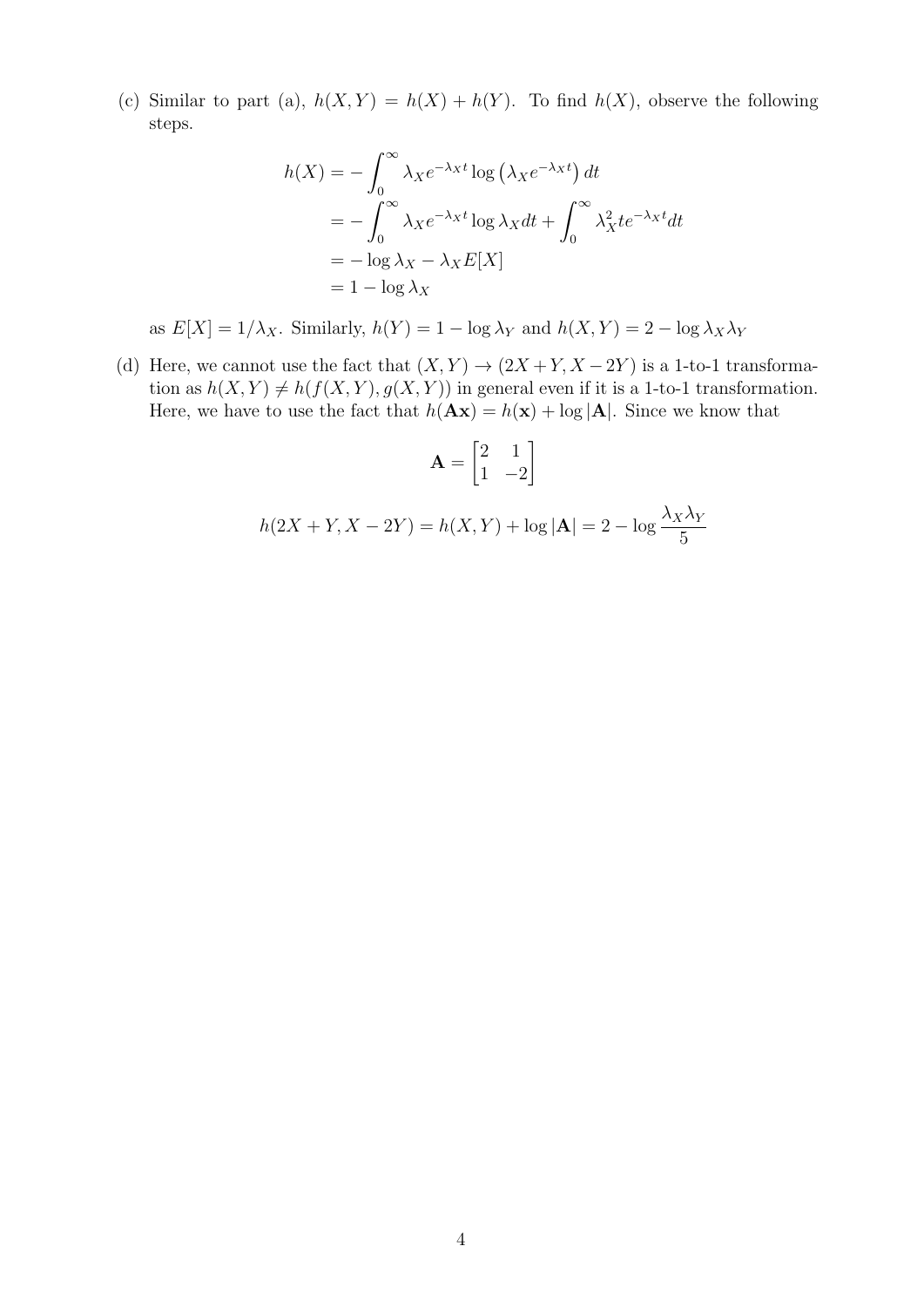(c) Similar to part (a), $h(X,Y) = h(X) + h(Y)$. To find $h(X)$, observe the following steps.

$$
\begin{aligned}
h(X) &= -\int_0^\infty \lambda_X e^{-\lambda_X t} \log\left(\lambda_X e^{-\lambda_X t}\right) dt \\
&= -\int_0^\infty \lambda_X e^{-\lambda_X t} \log \lambda_X dt + \int_0^\infty \lambda_X^2 t e^{-\lambda_X t} dt \\
&= -\log \lambda_X - \lambda_X E[X] \\
&= 1 - \log \lambda_X
\end{aligned}
$$

as $E[X] = 1/\lambda_X$. Similarly, $h(Y) = 1 - \log \lambda_Y$ and $h(X,Y) = 2 - \log \lambda_X \lambda_Y$

(d) Here, we cannot use the fact that $(X,Y) \to (2X+Y, X-2Y)$ is a 1-to-1 transformation as $h(X,Y) \neq h(f(X,Y), g(X,Y))$ in general even if it is a 1-to-1 transformation. Here, we have to use the fact that $h(\mathbf{A}\mathbf{x}) = h(\mathbf{x}) + \log|\mathbf{A}|$. Since we know that

$$
\mathbf{A} = \begin{bmatrix} 2 & 1 \\ 1 & -2 \end{bmatrix}
$$

$$
h(2X+Y, X-2Y) = h(X,Y) + \log|\mathbf{A}| = 2 - \log \frac{\lambda_X \lambda_Y}{5}
$$